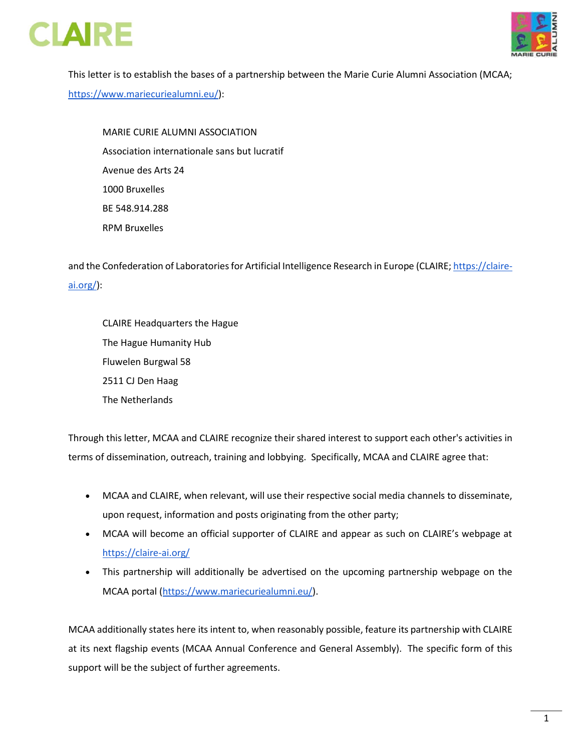This letter is to establish the bases of a partnership between the Marie Curie Alumni Association (MCAA; https://www.mariecuriealumni.eu/):

MARIE CURIE ALUMNI ASSOCIATION
Association internationale sans but lucratif
Avenue des Arts 24
1000 Bruxelles
BE 548.914.288
RPM Bruxelles

and the Confederation of Laboratories for Artificial Intelligence Research in Europe (CLAIRE; https://claire-ai.org/):

CLAIRE Headquarters the Hague
The Hague Humanity Hub
Fluwelen Burgwal 58
2511 CJ Den Haag
The Netherlands

Through this letter, MCAA and CLAIRE recognize their shared interest to support each other's activities in terms of dissemination, outreach, training and lobbying. Specifically, MCAA and CLAIRE agree that:

- MCAA and CLAIRE, when relevant, will use their respective social media channels to disseminate, upon request, information and posts originating from the other party;
- MCAA will become an official supporter of CLAIRE and appear as such on CLAIRE's webpage at https://claire-ai.org/
- This partnership will additionally be advertised on the upcoming partnership webpage on the MCAA portal (https://www.mariecuriealumni.eu/).

MCAA additionally states here its intent to, when reasonably possible, feature its partnership with CLAIRE at its next flagship events (MCAA Annual Conference and General Assembly). The specific form of this support will be the subject of further agreements.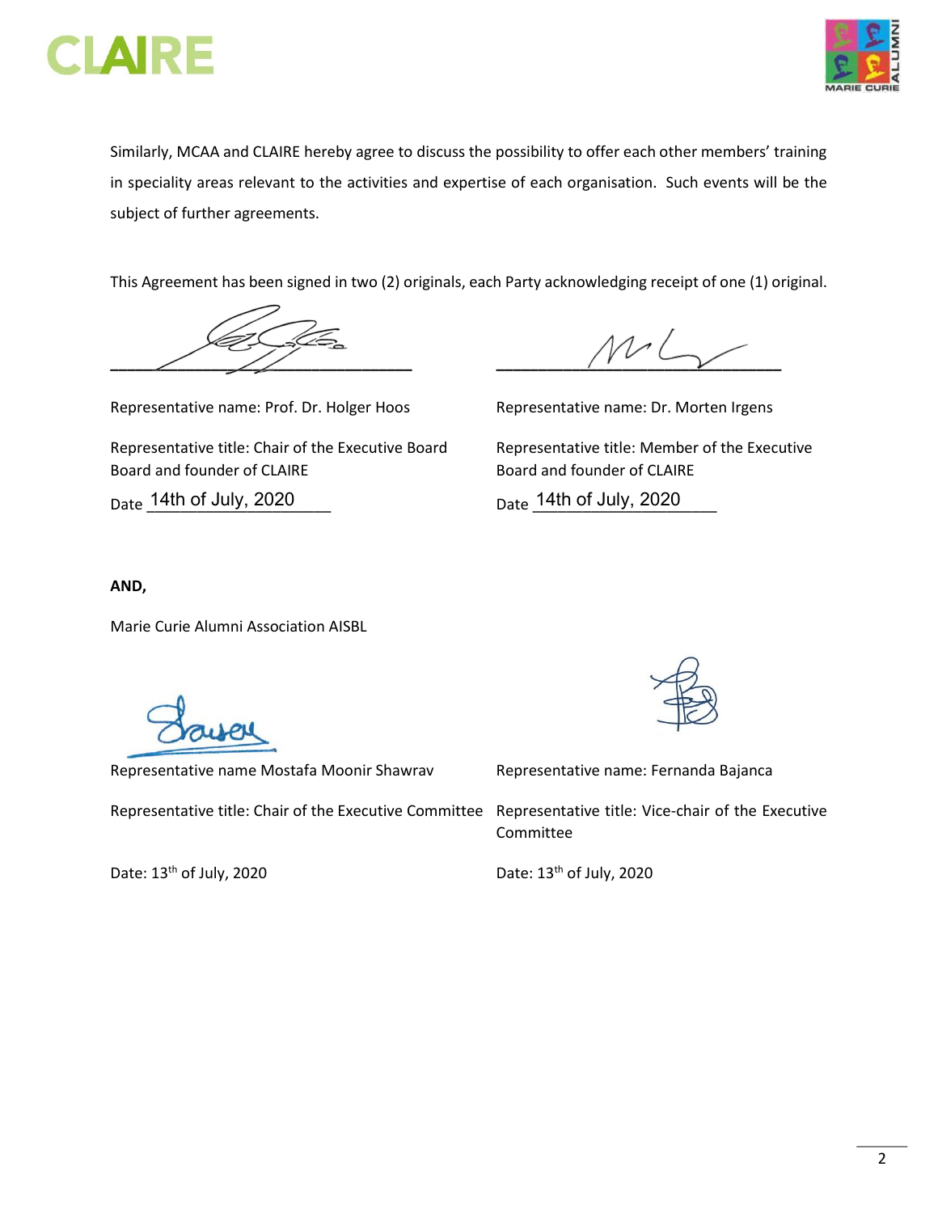Similarly, MCAA and CLAIRE hereby agree to discuss the possibility to offer each other members' training in speciality areas relevant to the activities and expertise of each organisation. Such events will be the subject of further agreements.

This Agreement has been signed in two (2) originals, each Party acknowledging receipt of one (1) original.

Representative name: Prof. Dr. Holger Hoos

Representative title: Chair of the Executive Board Board and founder of CLAIRE

Date 14th of July, 2020

Representative name: Dr. Morten Irgens

Representative title: Member of the Executive Board and founder of CLAIRE

Date 14th of July, 2020

**AND,**

Marie Curie Alumni Association AISBL

Representative name Mostafa Moonir Shawrav

Representative title: Chair of the Executive Committee

Date: 13th of July, 2020

Representative name: Fernanda Bajanca

Representative title: Vice-chair of the Executive Committee

Date: 13th of July, 2020